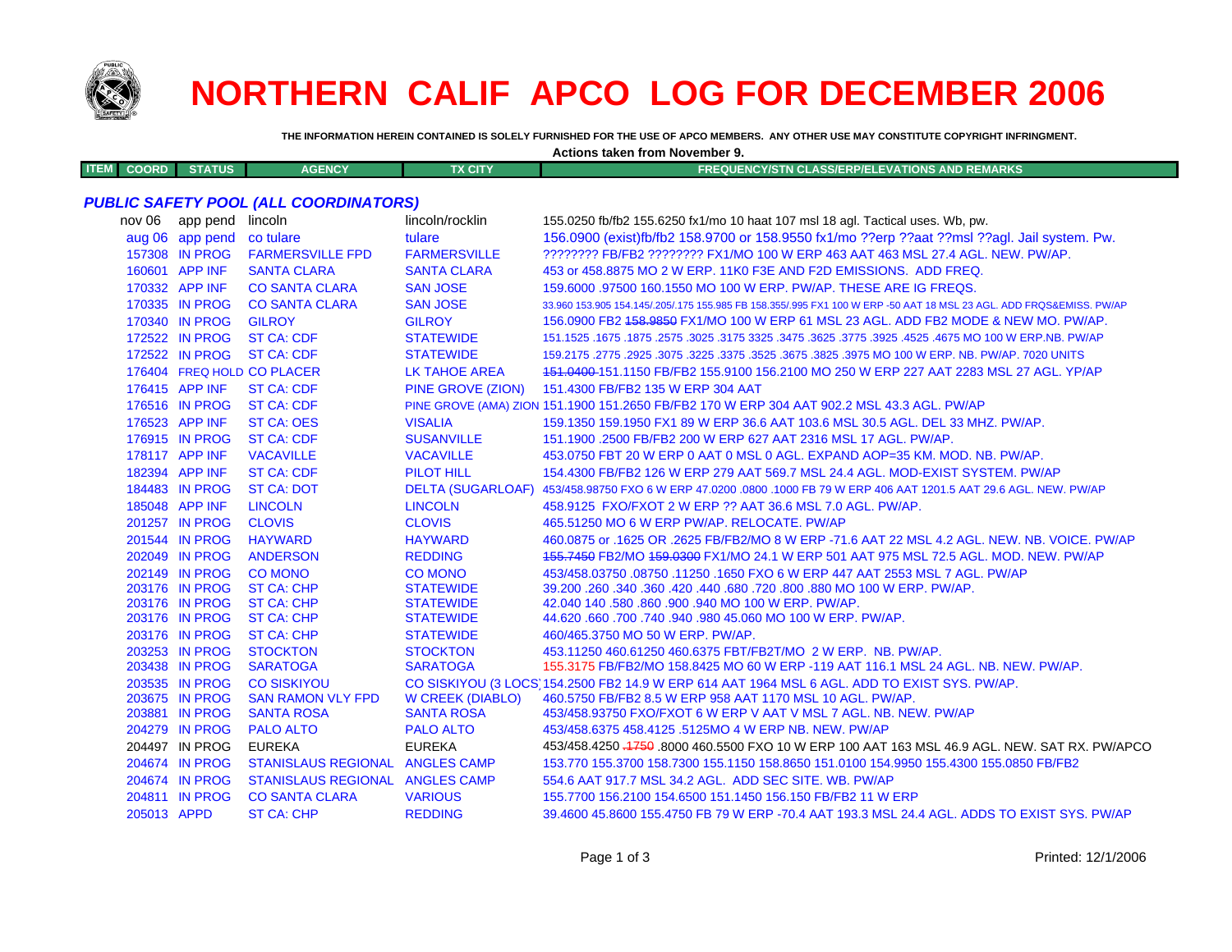# NORTHERN CALIF APCO LOG FOR DECEMBER 2006

**THE INFORMATION HEREIN CONTAINED IS SOLELY FURNISHED FOR THE USE OF APCO MEMBERS. ANY OTHER USE MAY CONSTITUTE COPYRIGHT INFRINGMENT.**

**Actions taken from November 9.**

## *PUBLIC SAFETY POOL (ALL COORDINATORS)*

| ITEM | COORD | STATUS | AGENCY | TX CITY | FREQUENCY/STN CLASS/ERP/ELEVATIONS AND REMARKS |
|---|---|---|---|---|---|
| | nov 06 | app pend | lincoln | lincoln/rocklin | 155.0250 fb/fb2 155.6250 fx1/mo 10 haat 107 msl 18 agl. Tactical uses. Wb, pw. |
| | aug 06 | app pend | co tulare | tulare | 156.0900 (exist)fb/fb2 158.9700 or 158.9550 fx1/mo ??erp ??aat ??msl ??agl. Jail system. Pw. |
| | 157308 | IN PROG | FARMERSVILLE FPD | FARMERSVILLE | ???????? FB/FB2 ???????? FX1/MO 100 W ERP 463 AAT 463 MSL 27.4 AGL. NEW. PW/AP. |
| | 160601 | APP INF | SANTA CLARA | SANTA CLARA | 453 or 458.8875 MO 2 W ERP. 11K0 F3E AND F2D EMISSIONS. ADD FREQ. |
| | 170332 | APP INF | CO SANTA CLARA | SAN JOSE | 159.6000 .97500 160.1550 MO 100 W ERP. PW/AP. THESE ARE IG FREQS. |
| | 170335 | IN PROG | CO SANTA CLARA | SAN JOSE | 33.960 153.905 154.145/.205/.175 155.985 FB 158.355/.995 FX1 100 W ERP -50 AAT 18 MSL 23 AGL. ADD FRQS&EMISS. PW/AP |
| | 170340 | IN PROG | GILROY | GILROY | 156.0900 FB2 ~~158.9850~~ FX1/MO 100 W ERP 61 MSL 23 AGL. ADD FB2 MODE & NEW MO. PW/AP. |
| | 172522 | IN PROG | ST CA: CDF | STATEWIDE | 151.1525 .1675 .1875 .2575 .3025 .3175 3325 .3475 .3625 .3775 .3925 .4525 .4675 MO 100 W ERP.NB. PW/AP |
| | 172522 | IN PROG | ST CA: CDF | STATEWIDE | 159.2175 .2775 .2925 .3075 .3225 .3375 .3525 .3675 .3825 .3975 MO 100 W ERP. NB. PW/AP. 7020 UNITS |
| | 176404 | FREQ HOLD | CO PLACER | LK TAHOE AREA | ~~151.0400~~ 151.1150 FB/FB2 155.9100 156.2100 MO 250 W ERP 227 AAT 2283 MSL 27 AGL. YP/AP |
| | 176415 | APP INF | ST CA: CDF | PINE GROVE (ZION) | 151.4300 FB/FB2 135 W ERP 304 AAT |
| | 176516 | IN PROG | ST CA: CDF | PINE GROVE (AMA) ZION | 151.1900 151.2650 FB/FB2 170 W ERP 304 AAT 902.2 MSL 43.3 AGL. PW/AP |
| | 176523 | APP INF | ST CA: OES | VISALIA | 159.1350 159.1950 FX1 89 W ERP 36.6 AAT 103.6 MSL 30.5 AGL. DEL 33 MHZ. PW/AP. |
| | 176915 | IN PROG | ST CA: CDF | SUSANVILLE | 151.1900 .2500 FB/FB2 200 W ERP 627 AAT 2316 MSL 17 AGL. PW/AP. |
| | 178117 | APP INF | VACAVILLE | VACAVILLE | 453.0750 FBT 20 W ERP 0 AAT 0 MSL 0 AGL. EXPAND AOP=35 KM. MOD. NB. PW/AP. |
| | 182394 | APP INF | ST CA: CDF | PILOT HILL | 154.4300 FB/FB2 126 W ERP 279 AAT 569.7 MSL 24.4 AGL. MOD-EXIST SYSTEM. PW/AP |
| | 184483 | IN PROG | ST CA: DOT | DELTA (SUGARLOAF) | 453/458.98750 FXO 6 W ERP 47.0200 .0800 .1000 FB 79 W ERP 406 AAT 1201.5 AAT 29.6 AGL. NEW. PW/AP |
| | 185048 | APP INF | LINCOLN | LINCOLN | 458.9125 FXO/FXOT 2 W ERP ?? AAT 36.6 MSL 7.0 AGL. PW/AP. |
| | 201257 | IN PROG | CLOVIS | CLOVIS | 465.51250 MO 6 W ERP PW/AP. RELOCATE. PW/AP |
| | 201544 | IN PROG | HAYWARD | HAYWARD | 460.0875 or .1625 OR .2625 FB/FB2/MO 8 W ERP -71.6 AAT 22 MSL 4.2 AGL. NEW. NB. VOICE. PW/AP |
| | 202049 | IN PROG | ANDERSON | REDDING | ~~155.7450~~ FB2/MO ~~159.0300~~ FX1/MO 24.1 W ERP 501 AAT 975 MSL 72.5 AGL. MOD. NEW. PW/AP |
| | 202149 | IN PROG | CO MONO | CO MONO | 453/458.03750 .08750 .11250 .1650 FXO 6 W ERP 447 AAT 2553 MSL 7 AGL. PW/AP |
| | 203176 | IN PROG | ST CA: CHP | STATEWIDE | 39.200 .260 .340 .360 .420 .440 .680 .720 .800 .880 MO 100 W ERP. PW/AP. |
| | 203176 | IN PROG | ST CA: CHP | STATEWIDE | 42.040 140 .580 .860 .900 .940 MO 100 W ERP. PW/AP. |
| | 203176 | IN PROG | ST CA: CHP | STATEWIDE | 44.620 .660 .700 .740 .940 .980 45.060 MO 100 W ERP. PW/AP. |
| | 203176 | IN PROG | ST CA: CHP | STATEWIDE | 460/465.3750 MO 50 W ERP. PW/AP. |
| | 203253 | IN PROG | STOCKTON | STOCKTON | 453.11250 460.61250 460.6375 FBT/FB2T/MO 2 W ERP. NB. PW/AP. |
| | 203438 | IN PROG | SARATOGA | SARATOGA | 155.3175 FB/FB2/MO 158.8425 MO 60 W ERP -119 AAT 116.1 MSL 24 AGL. NB. NEW. PW/AP. |
| | 203535 | IN PROG | CO SISKIYOU | CO SISKIYOU (3 LOCS) | 154.2500 FB2 14.9 W ERP 614 AAT 1964 MSL 6 AGL. ADD TO EXIST SYS. PW/AP. |
| | 203675 | IN PROG | SAN RAMON VLY FPD | W CREEK (DIABLO) | 460.5750 FB/FB2 8.5 W ERP 958 AAT 1170 MSL 10 AGL. PW/AP. |
| | 203881 | IN PROG | SANTA ROSA | SANTA ROSA | 453/458.93750 FXO/FXOT 6 W ERP V AAT V MSL 7 AGL. NB. NEW. PW/AP |
| | 204279 | IN PROG | PALO ALTO | PALO ALTO | 453/458.6375 458.4125 .5125MO 4 W ERP NB. NEW. PW/AP |
| | 204497 | IN PROG | EUREKA | EUREKA | 453/458.4250 ~~.1750~~ .8000 460.5500 FXO 10 W ERP 100 AAT 163 MSL 46.9 AGL. NEW. SAT RX. PW/APCO |
| | 204674 | IN PROG | STANISLAUS REGIONAL | ANGLES CAMP | 153.770 155.3700 158.7300 155.1150 158.8650 151.0100 154.9950 155.4300 155.0850 FB/FB2 |
| | 204674 | IN PROG | STANISLAUS REGIONAL | ANGLES CAMP | 554.6 AAT 917.7 MSL 34.2 AGL. ADD SEC SITE. WB. PW/AP |
| | 204811 | IN PROG | CO SANTA CLARA | VARIOUS | 155.7700 156.2100 154.6500 151.1450 156.150 FB/FB2 11 W ERP |
| | 205013 | APPD | ST CA: CHP | REDDING | 39.4600 45.8600 155.4750 FB 79 W ERP -70.4 AAT 193.3 MSL 24.4 AGL. ADDS TO EXIST SYS. PW/AP |

Printed: 12/1/2006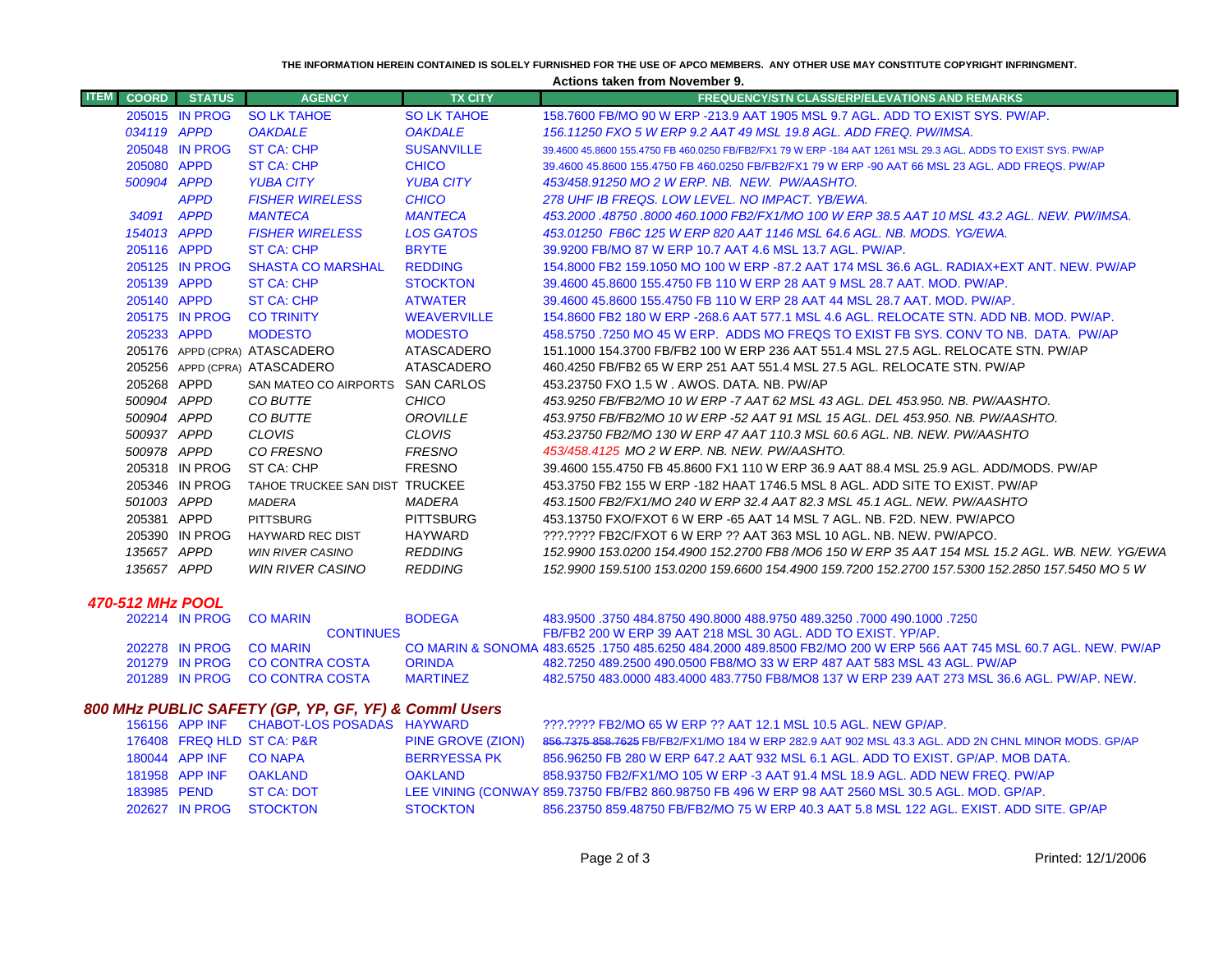THE INFORMATION HEREIN CONTAINED IS SOLELY FURNISHED FOR THE USE OF APCO MEMBERS. ANY OTHER USE MAY CONSTITUTE COPYRIGHT INFRINGMENT.

**Actions taken from November 9.**

| ITEM | COORD | STATUS | AGENCY | TX CITY | FREQUENCY/STN CLASS/ERP/ELEVATIONS AND REMARKS |
|---|---|---|---|---|---|
| | 205015 | IN PROG | SO LK TAHOE | SO LK TAHOE | 158.7600 FB/MO 90 W ERP -213.9 AAT 1905 MSL 9.7 AGL. ADD TO EXIST SYS. PW/AP. |
| | *034119* | *APPD* | *OAKDALE* | *OAKDALE* | *156.11250 FXO 5 W ERP 9.2 AAT 49 MSL 19.8 AGL. ADD FREQ. PW/IMSA.* |
| | 205048 | IN PROG | ST CA: CHP | SUSANVILLE | 39.4600 45.8600 155.4750 FB 460.0250 FB/FB2/FX1 79 W ERP -184 AAT 1261 MSL 29.3 AGL. ADDS TO EXIST SYS. PW/AP |
| | 205080 | APPD | ST CA: CHP | CHICO | 39.4600 45.8600 155.4750 FB 460.0250 FB/FB2/FX1 79 W ERP -90 AAT 66 MSL 23 AGL. ADD FREQS. PW/AP |
| | *500904* | *APPD* | *YUBA CITY* | *YUBA CITY* | *453/458.91250 MO 2 W ERP. NB. NEW. PW/AASHTO.* |
| | | *APPD* | *FISHER WIRELESS* | *CHICO* | *278 UHF IB FREQS. LOW LEVEL. NO IMPACT. YB/EWA.* |
| | *34091* | *APPD* | *MANTECA* | *MANTECA* | *453.2000 .48750 .8000 460.1000 FB2/FX1/MO 100 W ERP 38.5 AAT 10 MSL 43.2 AGL. NEW. PW/IMSA.* |
| | *154013* | *APPD* | *FISHER WIRELESS* | *LOS GATOS* | *453.01250 FB6C 125 W ERP 820 AAT 1146 MSL 64.6 AGL. NB. MODS. YG/EWA.* |
| | 205116 | APPD | ST CA: CHP | BRYTE | 39.9200 FB/MO 87 W ERP 10.7 AAT 4.6 MSL 13.7 AGL. PW/AP. |
| | 205125 | IN PROG | SHASTA CO MARSHAL | REDDING | 154.8000 FB2 159.1050 MO 100 W ERP -87.2 AAT 174 MSL 36.6 AGL. RADIAX+EXT ANT. NEW. PW/AP |
| | 205139 | APPD | ST CA: CHP | STOCKTON | 39.4600 45.8600 155.4750 FB 110 W ERP 28 AAT 9 MSL 28.7 AAT. MOD. PW/AP. |
| | 205140 | APPD | ST CA: CHP | ATWATER | 39.4600 45.8600 155.4750 FB 110 W ERP 28 AAT 44 MSL 28.7 AAT. MOD. PW/AP. |
| | 205175 | IN PROG | CO TRINITY | WEAVERVILLE | 154.8600 FB2 180 W ERP -268.6 AAT 577.1 MSL 4.6 AGL. RELOCATE STN. ADD NB. MOD. PW/AP. |
| | 205233 | APPD | MODESTO | MODESTO | 458.5750 .7250 MO 45 W ERP. ADDS MO FREQS TO EXIST FB SYS. CONV TO NB. DATA. PW/AP |
| | 205176 | APPD (CPRA) | ATASCADERO | ATASCADERO | 151.1000 154.3700 FB/FB2 100 W ERP 236 AAT 551.4 MSL 27.5 AGL. RELOCATE STN. PW/AP |
| | 205256 | APPD (CPRA) | ATASCADERO | ATASCADERO | 460.4250 FB/FB2 65 W ERP 251 AAT 551.4 MSL 27.5 AGL. RELOCATE STN. PW/AP |
| | 205268 | APPD | SAN MATEO CO AIRPORTS | SAN CARLOS | 453.23750 FXO 1.5 W . AWOS. DATA. NB. PW/AP |
| | *500904* | *APPD* | *CO BUTTE* | *CHICO* | *453.9250 FB/FB2/MO 10 W ERP -7 AAT 62 MSL 43 AGL. DEL 453.950. NB. PW/AASHTO.* |
| | *500904* | *APPD* | *CO BUTTE* | *OROVILLE* | *453.9750 FB/FB2/MO 10 W ERP -52 AAT 91 MSL 15 AGL. DEL 453.950. NB. PW/AASHTO.* |
| | *500937* | *APPD* | *CLOVIS* | *CLOVIS* | *453.23750 FB2/MO 130 W ERP 47 AAT 110.3 MSL 60.6 AGL. NB. NEW. PW/AASHTO* |
| | *500978* | *APPD* | *CO FRESNO* | *FRESNO* | *453/458.4125 MO 2 W ERP. NB. NEW. PW/AASHTO.* |
| | 205318 | IN PROG | ST CA: CHP | FRESNO | 39.4600 155.4750 FB 45.8600 FX1 110 W ERP 36.9 AAT 88.4 MSL 25.9 AGL. ADD/MODS. PW/AP |
| | 205346 | IN PROG | TAHOE TRUCKEE SAN DIST | TRUCKEE | 453.3750 FB2 155 W ERP -182 HAAT 1746.5 MSL 8 AGL. ADD SITE TO EXIST. PW/AP |
| | *501003* | *APPD* | *MADERA* | *MADERA* | *453.1500 FB2/FX1/MO 240 W ERP 32.4 AAT 82.3 MSL 45.1 AGL. NEW. PW/AASHTO* |
| | 205381 | APPD | PITTSBURG | PITTSBURG | 453.13750 FXO/FXOT 6 W ERP -65 AAT 14 MSL 7 AGL. NB. F2D. NEW. PW/APCO |
| | 205390 | IN PROG | HAYWARD REC DIST | HAYWARD | ???.???? FB2C/FXOT 6 W ERP ?? AAT 363 MSL 10 AGL. NB. NEW. PW/APCO. |
| | *135657* | *APPD* | *WIN RIVER CASINO* | *REDDING* | *152.9900 153.0200 154.4900 152.2700 FB8 /MO6 150 W ERP 35 AAT 154 MSL 15.2 AGL. WB. NEW. YG/EWA* |
| | *135657* | *APPD* | *WIN RIVER CASINO* | *REDDING* | *152.9900 159.5100 153.0200 159.6600 154.4900 159.7200 152.2700 157.5300 152.2850 157.5450 MO 5 W* |

## *470-512 MHz POOL*

| ITEM | COORD | STATUS | AGENCY | TX CITY | FREQUENCY/STN CLASS/ERP/ELEVATIONS AND REMARKS |
|---|---|---|---|---|---|
| | 202214 | IN PROG | CO MARIN | BODEGA | 483.9500 .3750 484.8750 490.8000 488.9750 489.3250 .7000 490.1000 .7250 |
| | | | CONTINUES | | FB/FB2 200 W ERP 39 AAT 218 MSL 30 AGL. ADD TO EXIST. YP/AP. |
| | 202278 | IN PROG | CO MARIN | CO MARIN & SONOMA | 483.6525 .1750 485.6250 484.2000 489.8500 FB2/MO 200 W ERP 566 AAT 745 MSL 60.7 AGL. NEW. PW/AP |
| | 201279 | IN PROG | CO CONTRA COSTA | ORINDA | 482.7250 489.2500 490.0500 FB8/MO 33 W ERP 487 AAT 583 MSL 43 AGL. PW/AP |
| | 201289 | IN PROG | CO CONTRA COSTA | MARTINEZ | 482.5750 483.0000 483.4000 483.7750 FB8/MO8 137 W ERP 239 AAT 273 MSL 36.6 AGL. PW/AP. NEW. |

## *800 MHz PUBLIC SAFETY (GP, YP, GF, YF) & Comml Users*

| ITEM | COORD | STATUS | AGENCY | TX CITY | FREQUENCY/STN CLASS/ERP/ELEVATIONS AND REMARKS |
|---|---|---|---|---|---|
| | 156156 | APP INF | CHABOT-LOS POSADAS | HAYWARD | ???.???? FB2/MO 65 W ERP ?? AAT 12.1 MSL 10.5 AGL. NEW GP/AP. |
| | 176408 | FREQ HLD | ST CA: P&R | PINE GROVE (ZION) | ~~856.7375 858.7625~~ FB/FB2/FX1/MO 184 W ERP 282.9 AAT 902 MSL 43.3 AGL. ADD 2N CHNL MINOR MODS. GP/AP |
| | 180044 | APP INF | CO NAPA | BERRYESSA PK | 856.96250 FB 280 W ERP 647.2 AAT 932 MSL 6.1 AGL. ADD TO EXIST. GP/AP. MOB DATA. |
| | 181958 | APP INF | OAKLAND | OAKLAND | 858.93750 FB2/FX1/MO 105 W ERP -3 AAT 91.4 MSL 18.9 AGL. ADD NEW FREQ. PW/AP |
| | 183985 | PEND | ST CA: DOT | LEE VINING (CONWAY | 859.73750 FB/FB2 860.98750 FB 496 W ERP 98 AAT 2560 MSL 30.5 AGL. MOD. GP/AP. |
| | 202627 | IN PROG | STOCKTON | STOCKTON | 856.23750 859.48750 FB/FB2/MO 75 W ERP 40.3 AAT 5.8 MSL 122 AGL. EXIST. ADD SITE. GP/AP |

Printed: 12/1/2006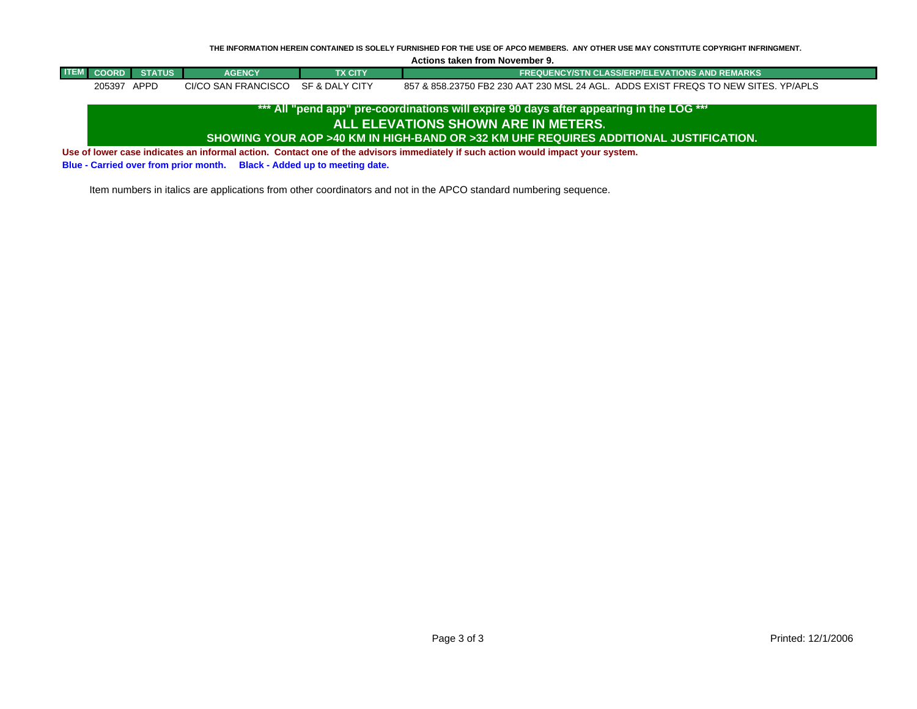**THE INFORMATION HEREIN CONTAINED IS SOLELY FURNISHED FOR THE USE OF APCO MEMBERS. ANY OTHER USE MAY CONSTITUTE COPYRIGHT INFRINGMENT.**

**Actions taken from November 9.**

| ITEM | COORD | STATUS | AGENCY | TX CITY | FREQUENCY/STN CLASS/ERP/ELEVATIONS AND REMARKS |
|---|---|---|---|---|---|
| | 205397 | APPD | CI/CO SAN FRANCISCO | SF & DALY CITY | 857 & 858.23750 FB2 230 AAT 230 MSL 24 AGL. ADDS EXIST FREQS TO NEW SITES. YP/APLS |

**\*\*\* All "pend app" pre-coordinations will expire 90 days after appearing in the LOG \*\*\***

**ALL ELEVATIONS SHOWN ARE IN METERS.**

**SHOWING YOUR AOP >40 KM IN HIGH-BAND OR >32 KM UHF REQUIRES ADDITIONAL JUSTIFICATION.**

**Use of lower case indicates an informal action. Contact one of the advisors immediately if such action would impact your system.**

**Blue - Carried over from prior month. Black - Added up to meeting date.**

Item numbers in italics are applications from other coordinators and not in the APCO standard numbering sequence.

Printed: 12/1/2006